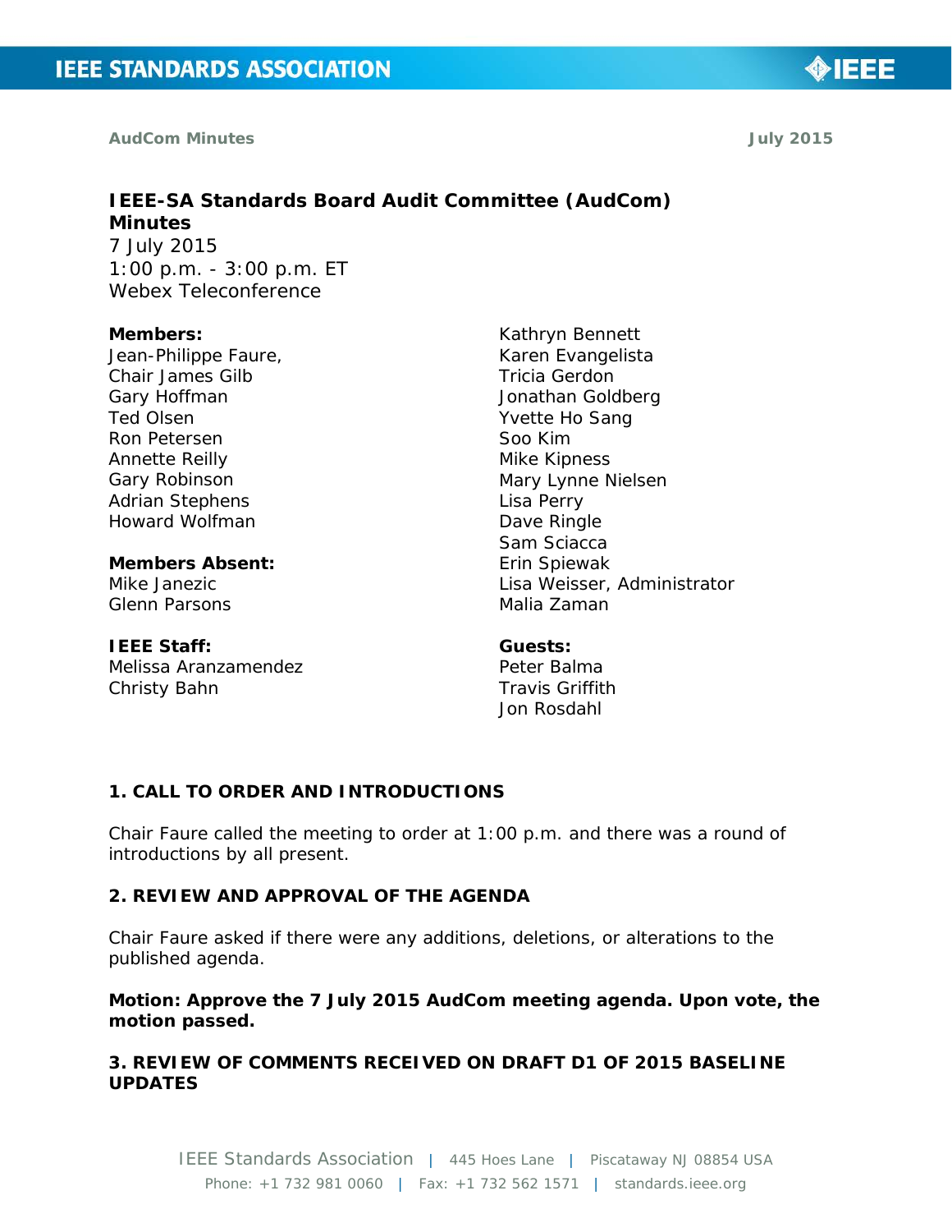**AudCom Minutes** **July 2015**

# IEEE-SA Standards Board Audit Committee (AudCom) Minutes

7 July 2015
1:00 p.m. - 3:00 p.m. ET
Webex Teleconference

**Members:**
Jean-Philippe Faure,
Chair James Gilb
Gary Hoffman
Ted Olsen
Ron Petersen
Annette Reilly
Gary Robinson
Adrian Stephens
Howard Wolfman

**Members Absent:**
Mike Janezic
Glenn Parsons

**IEEE Staff:**
Melissa Aranzamendez
Christy Bahn
Kathryn Bennett
Karen Evangelista
Tricia Gerdon
Jonathan Goldberg
Yvette Ho Sang
Soo Kim
Mike Kipness
Mary Lynne Nielsen
Lisa Perry
Dave Ringle
Sam Sciacca
Erin Spiewak
Lisa Weisser, Administrator
Malia Zaman

**Guests:**
Peter Balma
Travis Griffith
Jon Rosdahl

## 1. CALL TO ORDER AND INTRODUCTIONS

Chair Faure called the meeting to order at 1:00 p.m. and there was a round of introductions by all present.

## 2. REVIEW AND APPROVAL OF THE AGENDA

Chair Faure asked if there were any additions, deletions, or alterations to the published agenda.

**Motion: Approve the 7 July 2015 AudCom meeting agenda. Upon vote, the motion passed.**

## 3. REVIEW OF COMMENTS RECEIVED ON DRAFT D1 OF 2015 BASELINE UPDATES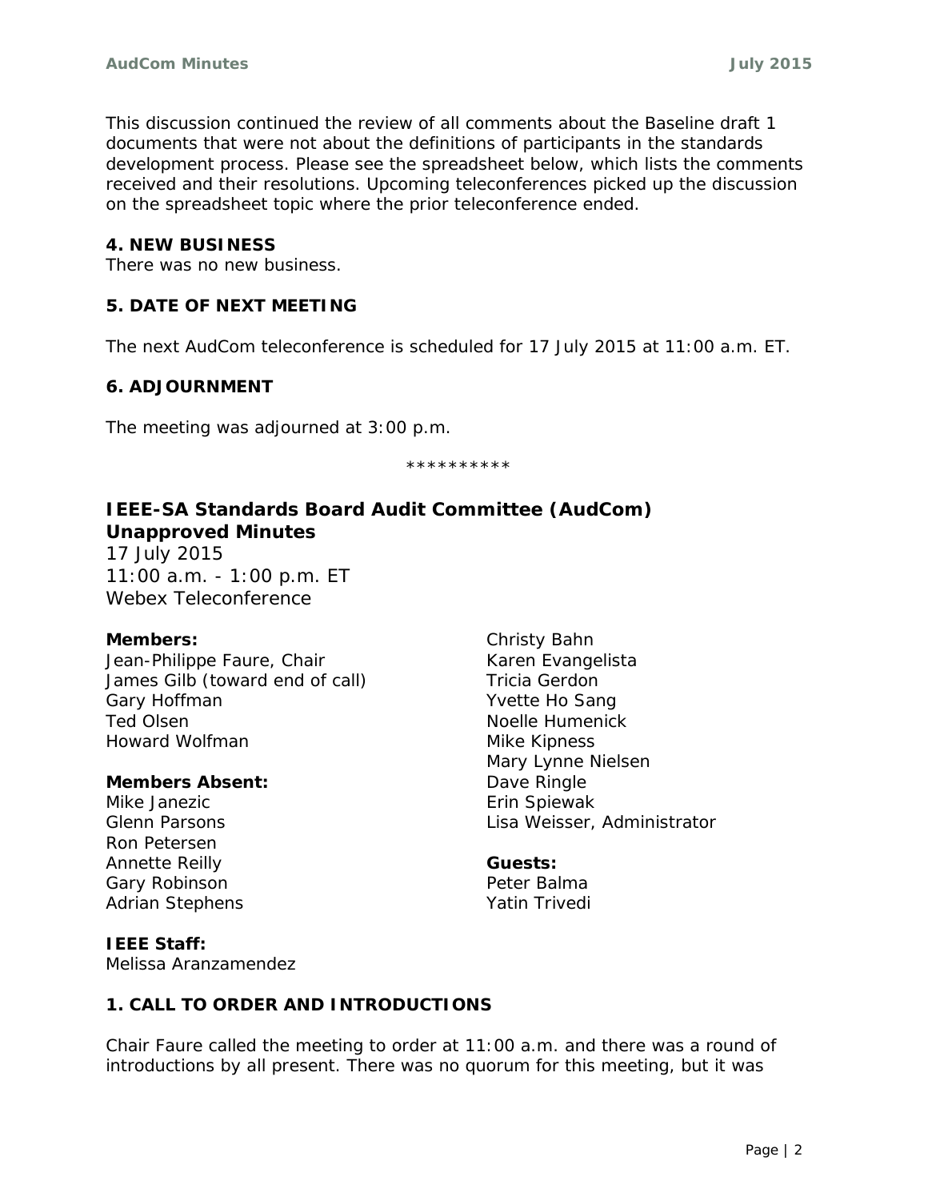This discussion continued the review of all comments about the Baseline draft 1 documents that were not about the definitions of participants in the standards development process. Please see the spreadsheet below, which lists the comments received and their resolutions. Upcoming teleconferences picked up the discussion on the spreadsheet topic where the prior teleconference ended.

**4. NEW BUSINESS**

There was no new business.

**5. DATE OF NEXT MEETING**

The next AudCom teleconference is scheduled for 17 July 2015 at 11:00 a.m. ET.

**6. ADJOURNMENT**

The meeting was adjourned at 3:00 p.m.

\*\*\*\*\*\*\*\*\*\*

## IEEE-SA Standards Board Audit Committee (AudCom) Unapproved Minutes

17 July 2015
11:00 a.m. - 1:00 p.m. ET
Webex Teleconference

**Members:**
Jean-Philippe Faure, Chair
James Gilb (toward end of call)
Gary Hoffman
Ted Olsen
Howard Wolfman

**Members Absent:**
Mike Janezic
Glenn Parsons
Ron Petersen
Annette Reilly
Gary Robinson
Adrian Stephens

**IEEE Staff:**
Melissa Aranzamendez
Christy Bahn
Karen Evangelista
Tricia Gerdon
Yvette Ho Sang
Noelle Humenick
Mike Kipness
Mary Lynne Nielsen
Dave Ringle
Erin Spiewak
Lisa Weisser, Administrator

**Guests:**
Peter Balma
Yatin Trivedi

**1. CALL TO ORDER AND INTRODUCTIONS**

Chair Faure called the meeting to order at 11:00 a.m. and there was a round of introductions by all present. There was no quorum for this meeting, but it was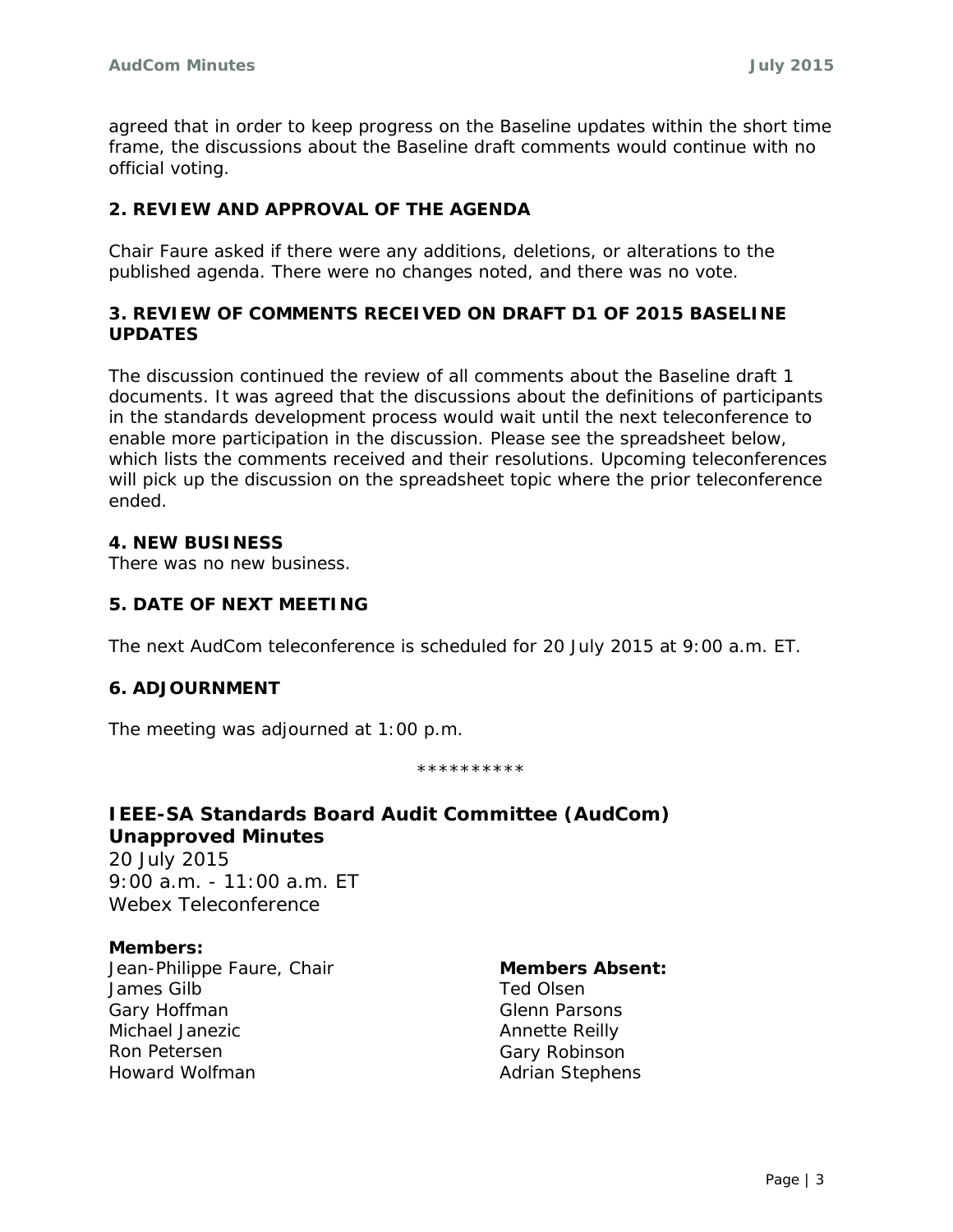agreed that in order to keep progress on the Baseline updates within the short time frame, the discussions about the Baseline draft comments would continue with no official voting.

## 2. REVIEW AND APPROVAL OF THE AGENDA

Chair Faure asked if there were any additions, deletions, or alterations to the published agenda. There were no changes noted, and there was no vote.

## 3. REVIEW OF COMMENTS RECEIVED ON DRAFT D1 OF 2015 BASELINE UPDATES

The discussion continued the review of all comments about the Baseline draft 1 documents. It was agreed that the discussions about the definitions of participants in the standards development process would wait until the next teleconference to enable more participation in the discussion. Please see the spreadsheet below, which lists the comments received and their resolutions. Upcoming teleconferences will pick up the discussion on the spreadsheet topic where the prior teleconference ended.

## 4. NEW BUSINESS

There was no new business.

## 5. DATE OF NEXT MEETING

The next AudCom teleconference is scheduled for 20 July 2015 at 9:00 a.m. ET.

## 6. ADJOURNMENT

The meeting was adjourned at 1:00 p.m.

**********

# IEEE-SA Standards Board Audit Committee (AudCom) Unapproved Minutes

20 July 2015
9:00 a.m. - 11:00 a.m. ET
Webex Teleconference

**Members:**
Jean-Philippe Faure, Chair
James Gilb
Gary Hoffman
Michael Janezic
Ron Petersen
Howard Wolfman

**Members Absent:**
Ted Olsen
Glenn Parsons
Annette Reilly
Gary Robinson
Adrian Stephens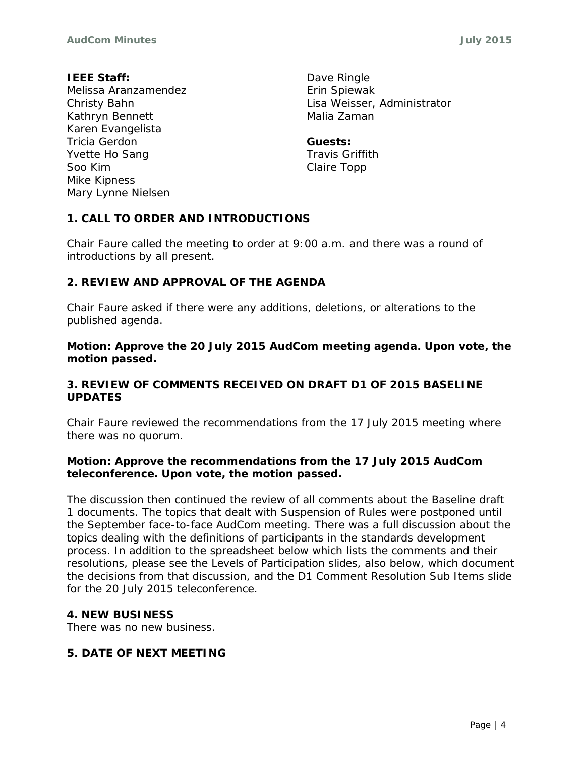**IEEE Staff:**
Melissa Aranzamendez
Christy Bahn
Kathryn Bennett
Karen Evangelista
Tricia Gerdon
Yvette Ho Sang
Soo Kim
Mike Kipness
Mary Lynne Nielsen
Dave Ringle
Erin Spiewak
Lisa Weisser, Administrator
Malia Zaman

**Guests:**
Travis Griffith
Claire Topp

## 1. CALL TO ORDER AND INTRODUCTIONS

Chair Faure called the meeting to order at 9:00 a.m. and there was a round of introductions by all present.

## 2. REVIEW AND APPROVAL OF THE AGENDA

Chair Faure asked if there were any additions, deletions, or alterations to the published agenda.

**Motion: Approve the 20 July 2015 AudCom meeting agenda. Upon vote, the motion passed.**

## 3. REVIEW OF COMMENTS RECEIVED ON DRAFT D1 OF 2015 BASELINE UPDATES

Chair Faure reviewed the recommendations from the 17 July 2015 meeting where there was no quorum.

**Motion: Approve the recommendations from the 17 July 2015 AudCom teleconference. Upon vote, the motion passed.**

The discussion then continued the review of all comments about the Baseline draft 1 documents. The topics that dealt with Suspension of Rules were postponed until the September face-to-face AudCom meeting. There was a full discussion about the topics dealing with the definitions of participants in the standards development process. In addition to the spreadsheet below which lists the comments and their resolutions, please see the Levels of Participation slides, also below, which document the decisions from that discussion, and the D1 Comment Resolution Sub Items slide for the 20 July 2015 teleconference.

## 4. NEW BUSINESS

There was no new business.

## 5. DATE OF NEXT MEETING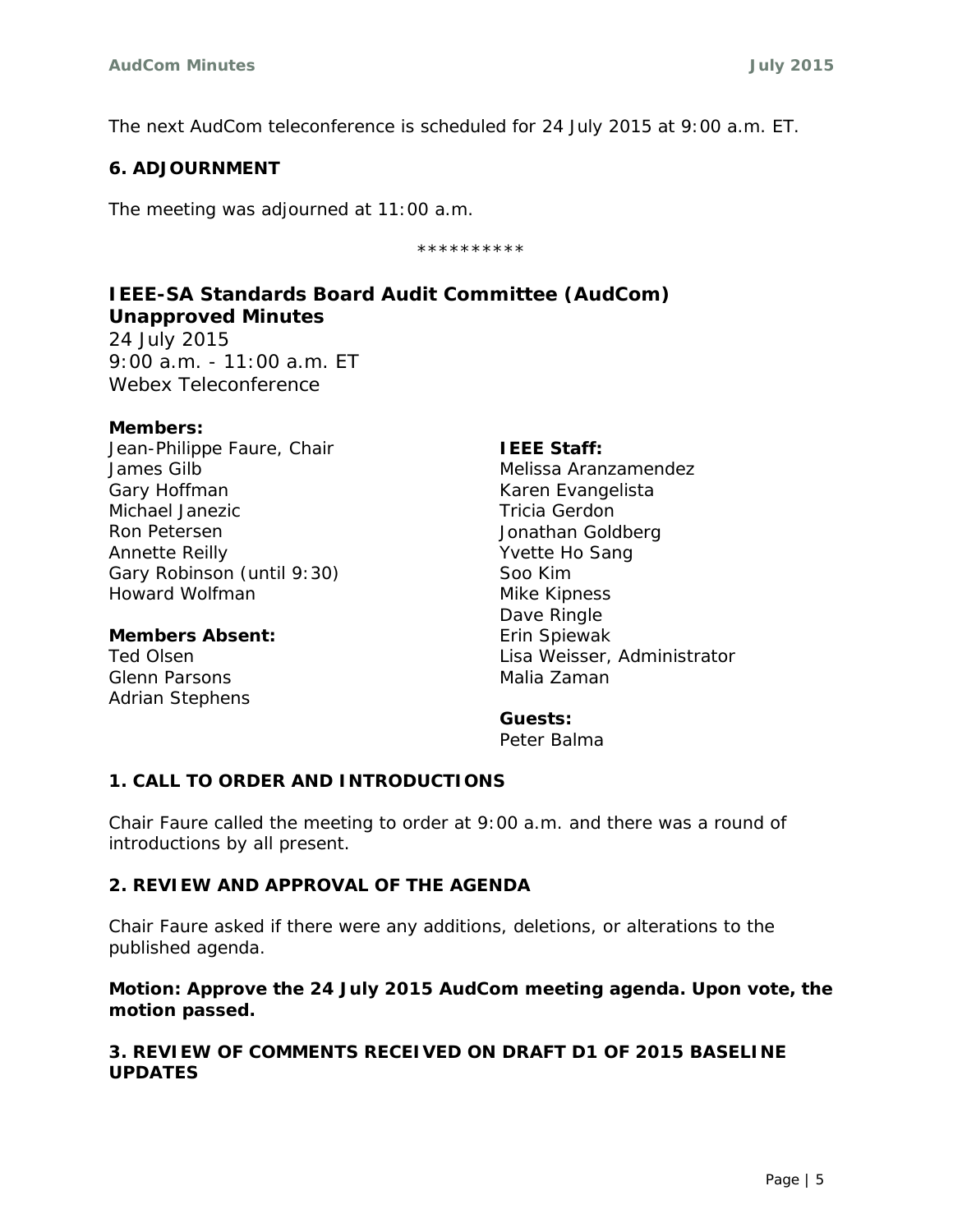The next AudCom teleconference is scheduled for 24 July 2015 at 9:00 a.m. ET.

### 6. ADJOURNMENT

The meeting was adjourned at 11:00 a.m.

**********

## IEEE-SA Standards Board Audit Committee (AudCom) Unapproved Minutes

24 July 2015
9:00 a.m. - 11:00 a.m. ET
Webex Teleconference

**Members:**
Jean-Philippe Faure, Chair
James Gilb
Gary Hoffman
Michael Janezic
Ron Petersen
Annette Reilly
Gary Robinson (until 9:30)
Howard Wolfman

**Members Absent:**
Ted Olsen
Glenn Parsons
Adrian Stephens

**IEEE Staff:**
Melissa Aranzamendez
Karen Evangelista
Tricia Gerdon
Jonathan Goldberg
Yvette Ho Sang
Soo Kim
Mike Kipness
Dave Ringle
Erin Spiewak
Lisa Weisser, Administrator
Malia Zaman

**Guests:**
Peter Balma

### 1. CALL TO ORDER AND INTRODUCTIONS

Chair Faure called the meeting to order at 9:00 a.m. and there was a round of introductions by all present.

### 2. REVIEW AND APPROVAL OF THE AGENDA

Chair Faure asked if there were any additions, deletions, or alterations to the published agenda.

**Motion: Approve the 24 July 2015 AudCom meeting agenda. Upon vote, the motion passed.**

### 3. REVIEW OF COMMENTS RECEIVED ON DRAFT D1 OF 2015 BASELINE UPDATES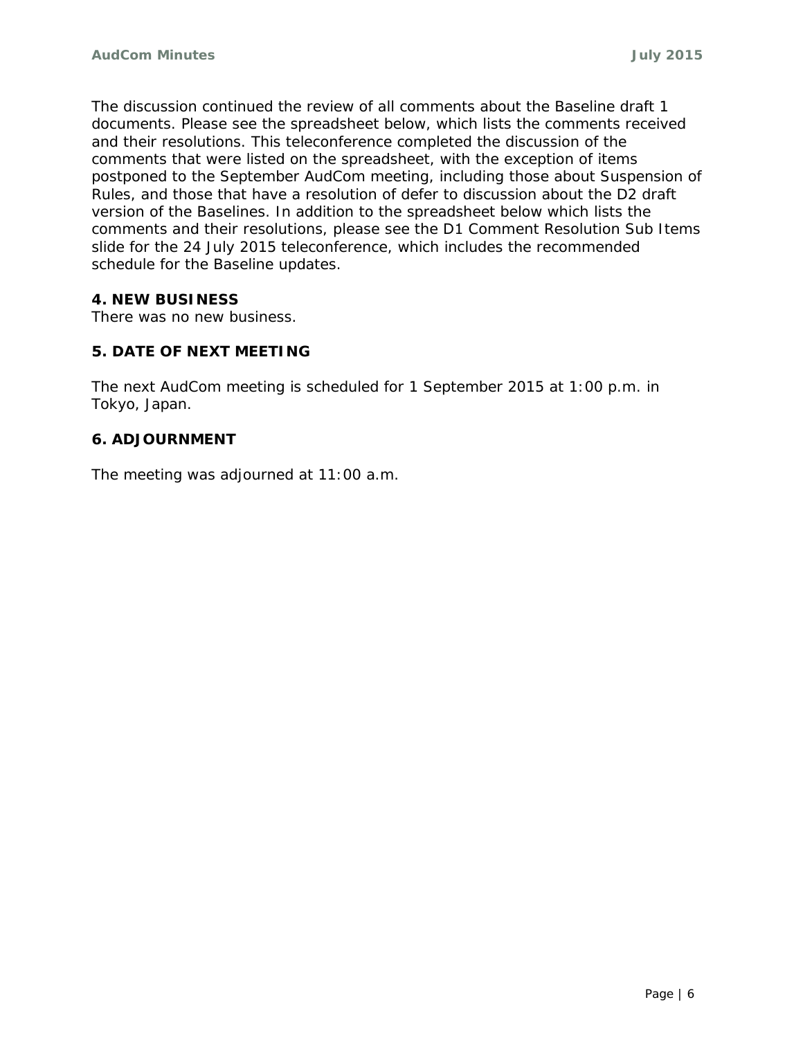The discussion continued the review of all comments about the Baseline draft 1 documents. Please see the spreadsheet below, which lists the comments received and their resolutions. This teleconference completed the discussion of the comments that were listed on the spreadsheet, with the exception of items postponed to the September AudCom meeting, including those about Suspension of Rules, and those that have a resolution of defer to discussion about the D2 draft version of the Baselines. In addition to the spreadsheet below which lists the comments and their resolutions, please see the D1 Comment Resolution Sub Items slide for the 24 July 2015 teleconference, which includes the recommended schedule for the Baseline updates.

## 4. NEW BUSINESS

There was no new business.

## 5. DATE OF NEXT MEETING

The next AudCom meeting is scheduled for 1 September 2015 at 1:00 p.m. in Tokyo, Japan.

## 6. ADJOURNMENT

The meeting was adjourned at 11:00 a.m.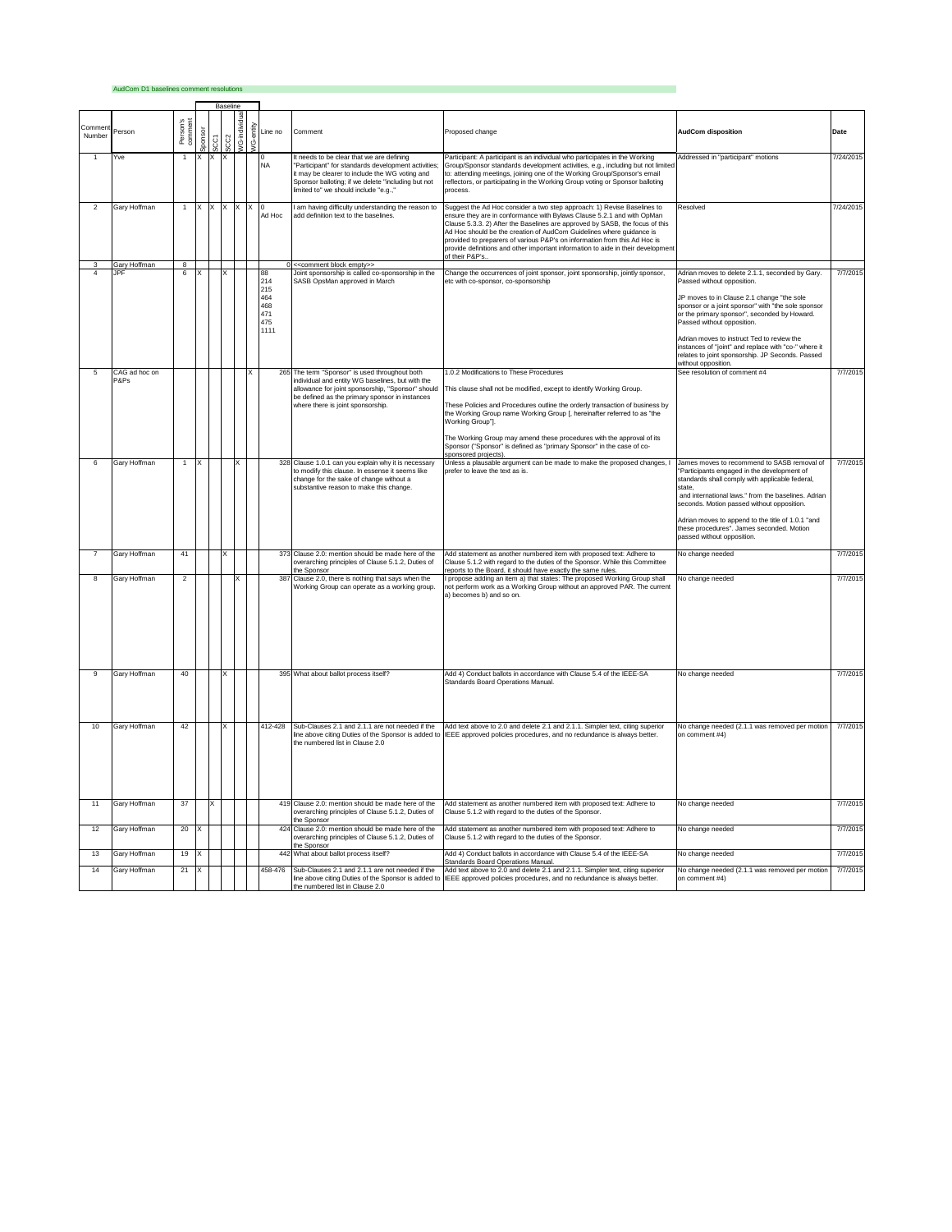AudCom D1 baselines comment resolutions

| Comment Number | Person | Person's comment | Sponsor | SCC1 | SCC2 | WG-individual | WG-entity | Line no | Comment | Proposed change | AudCom disposition | Date |
|---|---|---|---|---|---|---|---|---|---|---|---|---|
| | | | Baseline | | | | | | | | | |
| 1 | Yve | 1 | X | X | X | | | 0 NA | It needs to be clear that we are defining "Participant" for standards development activities; it may be clearer to include the WG voting and Sponsor balloting; if we delete "including but not limited to" we should include "e.g.," | Participant: A participant is an individual who participates in the Working Group/Sponsor standards development activities, e.g., including but not limited to: attending meetings, joining one of the Working Group/Sponsor's email reflectors, or participating in the Working Group voting or Sponsor balloting process. | Addressed in "participant" motions | 7/24/2015 |
| 2 | Gary Hoffman | 1 | X | X | X | X | X | 0 Ad Hoc | I am having difficulty understanding the reason to add definition text to the baselines. | Suggest the Ad Hoc consider a two step approach: 1) Revise Baselines to ensure they are in conformance with Bylaws Clause 5.2.1 and with OpMan Clause 5.3.3. 2) After the Baselines are approved by SASB, the focus of this Ad Hoc should be the creation of AudCom Guidelines where guidance is provided to preparers of various P&P's on information from this Ad Hoc is provide definitions and other important information to aide in their development of their P&P's.. | Resolved | 7/24/2015 |
| 3 | Gary Hoffman | 8 | | | | | | 0 | <<comment block empty>> | | | |
| 4 | JPF | 6 | X | | X | | | 88 214 215 464 468 471 475 1111 | Joint sponsorship is called co-sponsorship in the SASB OpsMan approved in March | Change the occurrences of joint sponsor, joint sponsorship, jointly sponsor, etc with co-sponsor, co-sponsorship | Adrian moves to delete 2.1.1, seconded by Gary. Passed without opposition.<br><br>JP moves to in Clause 2.1 change "the sole sponsor or a joint sponsor" with "the sole sponsor or the primary sponsor", seconded by Howard. Passed without opposition.<br><br>Adrian moves to instruct Ted to review the instances of "joint" and replace with "co-" where it relates to joint sponsorship. JP Seconds. Passed without opposition. | 7/7/2015 |
| 5 | CAG ad hoc on P&Ps | | | | | | X | 265 | The term "Sponsor" is used throughout both individual and entity WG baselines, but with the allowance for joint sponsorship, "Sponsor" should be defined as the primary sponsor in instances where there is joint sponsorship. | 1.0.2 Modifications to These Procedures<br><br>This clause shall not be modified, except to identify Working Group.<br><br>These Policies and Procedures outline the orderly transaction of business by the Working Group name Working Group [, hereinafter referred to as "the Working Group"].<br><br>The Working Group may amend these procedures with the approval of its Sponsor ("Sponsor" is defined as "primary Sponsor" in the case of co-sponsored projects). | See resolution of comment #4 | 7/7/2015 |
| 6 | Gary Hoffman | 1 | X | | | X | | 328 | Clause 1.0.1 can you explain why it is necessary to modify this clause. In essense it seems like change for the sake of change without a substantive reason to make this change. | Unless a plausable argument can be made to make the proposed changes, I prefer to leave the text as is. | James moves to recommend to SASB removal of "Participants engaged in the development of standards shall comply with applicable federal, state, and international laws." from the baselines. Adrian seconds. Motion passed without opposition.<br><br>Adrian moves to append to the title of 1.0.1 "and these procedures". James seconded. Motion passed without opposition. | 7/7/2015 |
| 7 | Gary Hoffman | 41 | | | X | | | 373 | Clause 2.0: mention should be made here of the overarching principles of Clause 5.1.2, Duties of the Sponsor | Add statement as another numbered item with proposed text: Adhere to Clause 5.1.2 with regard to the duties of the Sponsor. While this Committee reports to the Board, it should have exactly the same rules. | No change needed | 7/7/2015 |
| 8 | Gary Hoffman | 2 | | | | X | | 387 | Clause 2.0, there is nothing that says when the Working Group can operate as a working group. | I propose adding an item a) that states: The proposed Working Group shall not perform work as a Working Group without an approved PAR. The current a) becomes b) and so on. | No change needed | 7/7/2015 |
| 9 | Gary Hoffman | 40 | | | X | | | 395 | What about ballot process itself? | Add 4) Conduct ballots in accordance with Clause 5.4 of the IEEE-SA Standards Board Operations Manual. | No change needed | 7/7/2015 |
| 10 | Gary Hoffman | 42 | | | X | | | 412-428 | Sub-Clauses 2.1 and 2.1.1 are not needed if the line above citing Duties of the Sponsor is added to the numbered list in Clause 2.0 | Add text above to 2.0 and delete 2.1 and 2.1.1. Simpler text, citing superior IEEE approved policies procedures, and no redundance is always better. | No change needed (2.1.1 was removed per motion on comment #4) | 7/7/2015 |
| 11 | Gary Hoffman | 37 | | X | | | | 419 | Clause 2.0: mention should be made here of the overarching principles of Clause 5.1.2, Duties of the Sponsor | Add statement as another numbered item with proposed text: Adhere to Clause 5.1.2 with regard to the duties of the Sponsor. | No change needed | 7/7/2015 |
| 12 | Gary Hoffman | 20 | X | | | | | 424 | Clause 2.0: mention should be made here of the overarching principles of Clause 5.1.2, Duties of the Sponsor | Add statement as another numbered item with proposed text: Adhere to Clause 5.1.2 with regard to the duties of the Sponsor. | No change needed | 7/7/2015 |
| 13 | Gary Hoffman | 19 | X | | | | | 442 | What about ballot process itself? | Add 4) Conduct ballots in accordance with Clause 5.4 of the IEEE-SA Standards Board Operations Manual. | No change needed | 7/7/2015 |
| 14 | Gary Hoffman | 21 | X | | | | | 458-476 | Sub-Clauses 2.1 and 2.1.1 are not needed if the line above citing Duties of the Sponsor is added to the numbered list in Clause 2.0 | Add text above to 2.0 and delete 2.1 and 2.1.1. Simpler text, citing superior IEEE approved policies procedures, and no redundance is always better. | No change needed (2.1.1 was removed per motion on comment #4) | 7/7/2015 |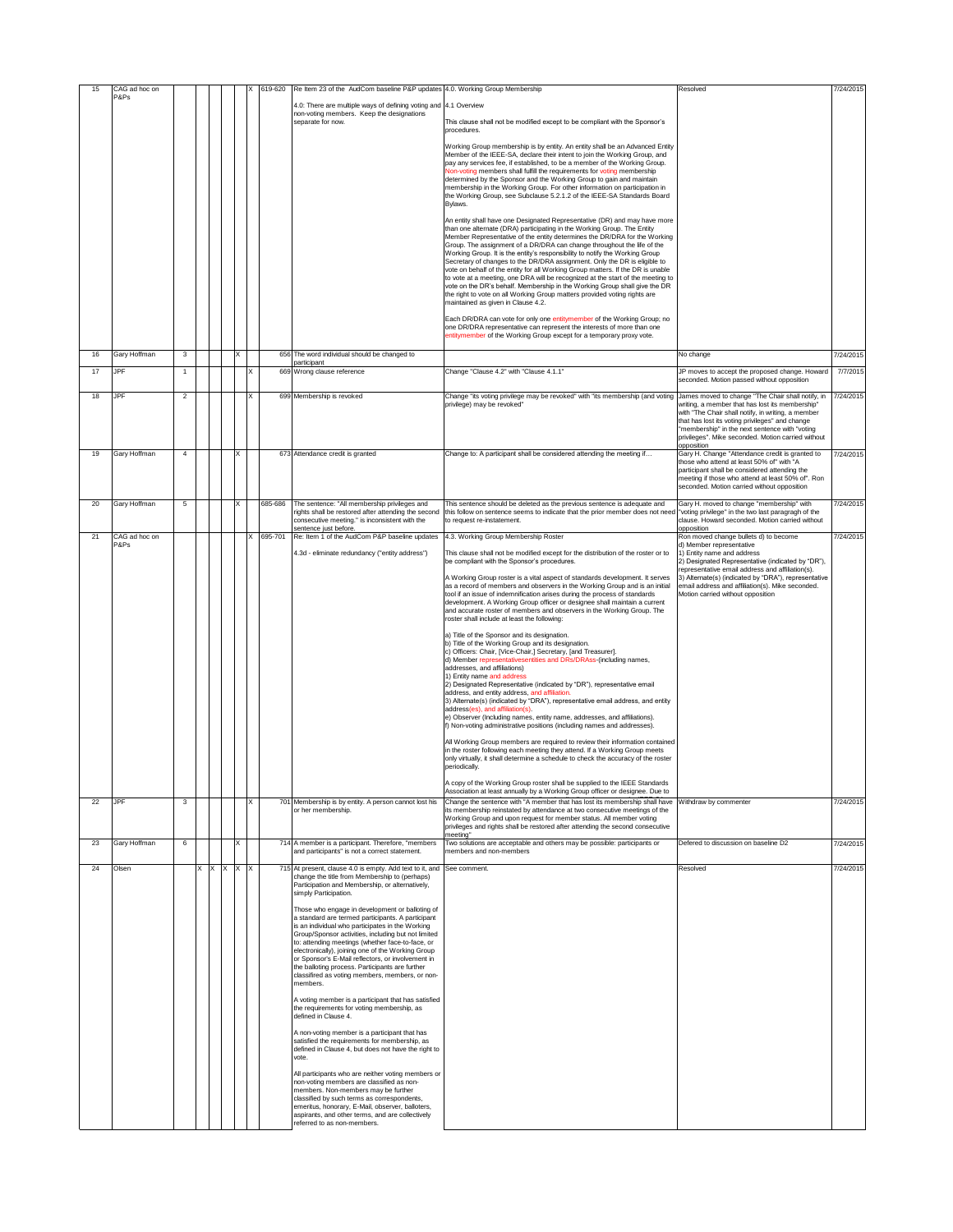| 15 | CAG ad hoc on P&Ps | | | | | | X | 619-620 | Re Item 23 of the AudCom baseline P&P updates 4.0: There are multiple ways of defining voting and non-voting members. Keep the designations separate for now. | 4.0. Working Group Membership<br><br>4.1 Overview<br><br>This clause shall not be modified except to be compliant with the Sponsor's procedures.<br><br>Working Group membership is by entity. An entity shall be an Advanced Entity Member of the IEEE-SA, declare their intent to join the Working Group, and pay any services fee, if established, to be a member of the Working Group. Non-voting members shall fulfill the requirements for voting membership determined by the Sponsor and the Working Group to gain and maintain membership in the Working Group. For other information on participation in the Working Group, see Subclause 5.2.1.2 of the IEEE-SA Standards Board Bylaws.<br><br>An entity shall have one Designated Representative (DR) and may have more than one alternate (DRA) participating in the Working Group. The Entity Member Representative of the entity determines the DR/DRA for the Working Group. The assignment of a DR/DRA can change throughout the life of the Working Group. It is the entity's responsibility to notify the Working Group Secretary of changes to the DR/DRA assignment. Only the DR is eligible to vote on behalf of the entity for all Working Group matters. If the DR is unable to vote at a meeting, one DRA will be recognized at the start of the meeting to vote on the DR's behalf. Membership in the Working Group shall give the DR the right to vote on all Working Group matters provided voting rights are maintained as given in Clause 4.2.<br><br>Each DR/DRA can vote for only one entitymember of the Working Group; no one DR/DRA representative can represent the interests of more than one entitymember of the Working Group except for a temporary proxy vote. | Resolved | 7/24/2015 |
|---|---|---|---|---|---|---|---|---|---|---|---|---|
| 16 | Gary Hoffman | 3 | | | | X | | 656 | The word individual should be changed to participant | | No change | 7/24/2015 |
| 17 | JPF | 1 | | | | | X | 669 | Wrong clause reference | Change "Clause 4.2" with "Clause 4.1.1" | JP moves to accept the proposed change. Howard seconded. Motion passed without opposition | 7/7/2015 |
| 18 | JPF | 2 | | | | | X | 699 | Membership is revoked | Change "its voting privilege may be revoked" with "its membership (and voting privilege) may be revoked" | James moved to change "The Chair shall notify, in writing, a member that has lost its membership" with "The Chair shall notify, in writing, a member that has lost its voting privileges" and change "membership" in the next sentence with "voting privileges". Mike seconded. Motion carried without opposition | 7/24/2015 |
| 19 | Gary Hoffman | 4 | | | | X | | 673 | Attendance credit is granted | Change to: A participant shall be considered attending the meeting if… | Gary H. Change "Attendance credit is granted to those who attend at least 50% of" with "A participant shall be considered attending the meeting if those who attend at least 50% of". Ron seconded. Motion carried without opposition | 7/24/2015 |
| 20 | Gary Hoffman | 5 | | | | X | | 685-686 | The sentence: "All membership privileges and rights shall be restored after attending the second consecutive meeting." is inconsistent with the sentence just before. | This sentence should be deleted as the previous sentence is adequate and this follow on sentence seems to indicate that the prior member does not need to request re-instatement. | Gary H. moved to change "membership" with "voting privilege" in the two last paragraph of the clause. Howard seconded. Motion carried without opposition | 7/24/2015 |
| 21 | CAG ad hoc on P&Ps | | | | | | X | 695-701 | Re: Item 1 of the AudCom P&P baseline updates<br><br>4.3d - eliminate redundancy ("entity address") | 4.3. Working Group Membership Roster<br><br>This clause shall not be modified except for the distribution of the roster or to be compliant with the Sponsor's procedures.<br><br>A Working Group roster is a vital aspect of standards development. It serves as a record of members and observers in the Working Group and is an initial tool if an issue of indemnification arises during the process of standards development. A Working Group officer or designee shall maintain a current and accurate roster of members and observers in the Working Group. The roster shall include at least the following:<br><br>a) Title of the Sponsor and its designation.<br>b) Title of the Working Group and its designation.<br>c) Officers: Chair, [Vice-Chair,] Secretary, [and Treasurer].<br>d) Member representativesentities and DRs/DRAss (including names, addresses, and affiliations)<br>1) Entity name and address<br>2) Designated Representative (indicated by "DR"), representative email address, and entity address, and affiliation.<br>3) Alternate(s) (indicated by "DRA"), representative email address, and entity address(es), and affiliation(s).<br>e) Observer (Including names, entity name, addresses, and affiliations).<br>f) Non-voting administrative positions (including names and addresses).<br><br>All Working Group members are required to review their information contained in the roster following each meeting they attend. If a Working Group meets only virtually, it shall determine a schedule to check the accuracy of the roster periodically.<br><br>A copy of the Working Group roster shall be supplied to the IEEE Standards Association at least annually by a Working Group officer or designee. Due to | Ron moved change bullets d) to become<br>d) Member representative<br>1) Entity name and address<br>2) Designated Representative (indicated by "DR"), representative email address and affiliation(s).<br>3) Alternate(s) (indicated by "DRA"), representative email address and affiliation(s). Mike seconded. Motion carried without opposition | 7/24/2015 |
| 22 | JPF | 3 | | | | | X | 701 | Membership is by entity. A person cannot lost his or her membership. | Change the sentence with "A member that has lost its membership shall have its membership reinstated by attendance at two consecutive meetings of the Working Group and upon request for member status. All member voting privileges and rights shall be restored after attending the second consecutive meeting" | Withdraw by commenter | 7/24/2015 |
| 23 | Gary Hoffman | 6 | | | | X | | 714 | A member is a participant. Therefore, "members and participants" is not a correct statement. | Two solutions are acceptable and others may be possible: participants or members and non-members | Defered to discussion on baseline D2 | 7/24/2015 |
| 24 | Olsen | | X | X | X | X | X | 715 | At present, clause 4.0 is empty. Add text to it, and change the title from Membership to (perhaps) Participation and Membership, or alternatively, simply Participation.<br><br>Those who engage in development or balloting of a standard are termed participants. A participant is an individual who participates in the Working Group/Sponsor activities, including but not limited to: attending meetings (whether face-to-face, or electronically), joining one of the Working Group or Sponsor's E-Mail reflectors, or involvement in the balloting process. Participants are further classified as voting members, members, or non-members.<br><br>A voting member is a participant that has satisfied the requirements for voting membership, as defined in Clause 4.<br><br>A non-voting member is a participant that has satisfied the requirements for membership, as defined in Clause 4, but does not have the right to vote.<br><br>All participants who are neither voting members or non-voting members are classified as non-members. Non-members may be further classified by such terms as correspondents, emeritus, honorary, E-Mail, observer, balloters, aspirants, and other terms, and are collectively referred to as non-members. | See comment. | Resolved | 7/24/2015 |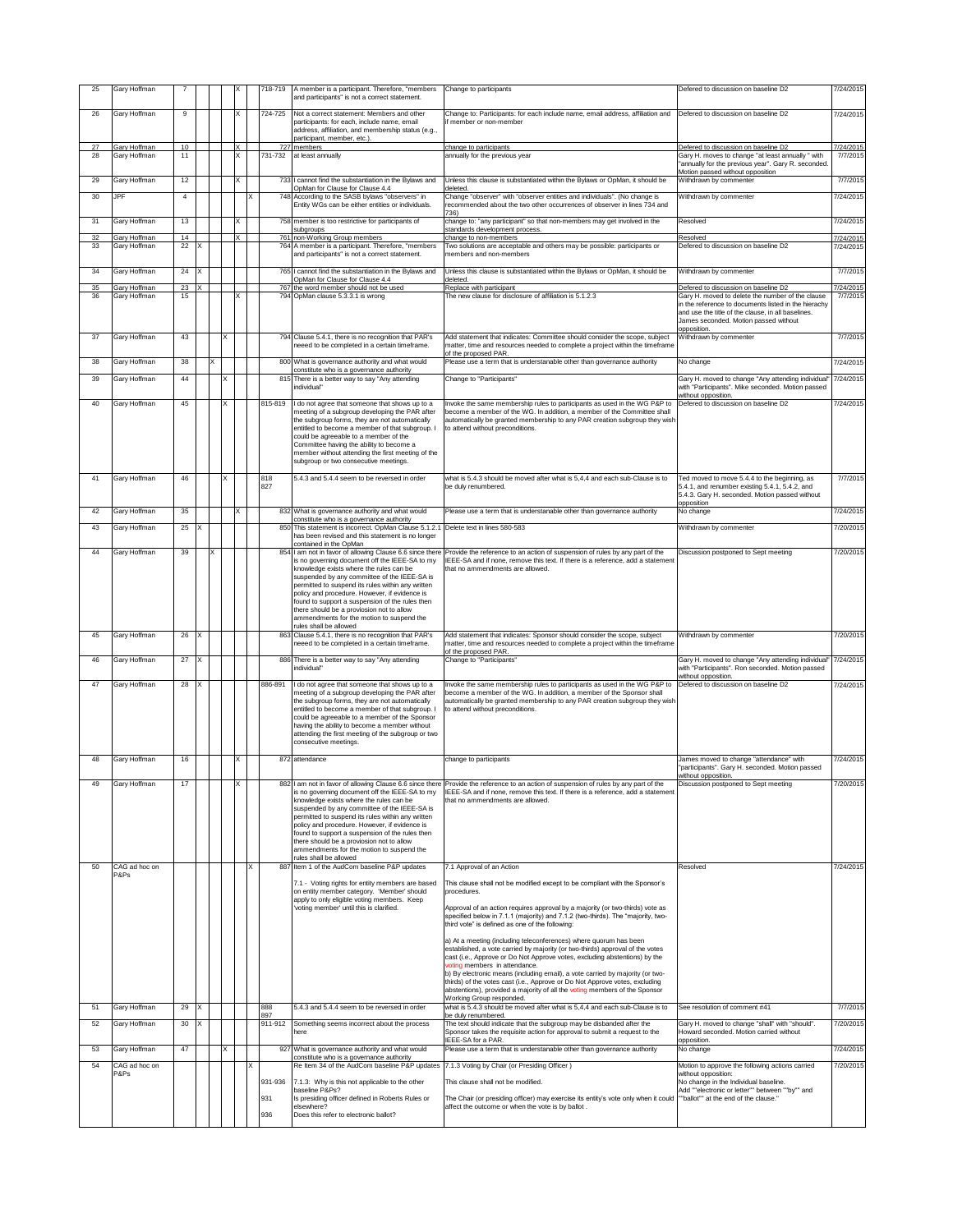| # | Commenter | Comment # | | | | | | | Line | Comment | Proposed Change | Resolution | Date |
|---|---|---|---|---|---|---|---|---|---|---|---|---|---|
| 25 | Gary Hoffman | 7 | | | | X | | | 718-719 | A member is a participant. Therefore, "members and participants" is not a correct statement. | Change to participants | Defered to discussion on baseline D2 | 7/24/2015 |
| 26 | Gary Hoffman | 9 | | | | X | | | 724-725 | Not a correct statement: Members and other participants: for each, include name, email address, affiliation, and membership status (e.g., participant, member, etc.). | Change to: Participants: for each include name, email address, affiliation and if member or non-member | Defered to discussion on baseline D2 | 7/24/2015 |
| 27 | Gary Hoffman | 10 | | | | X | | | 727 | members | change to participants | Defered to discussion on baseline D2 | 7/24/2015 |
| 28 | Gary Hoffman | 11 | | | | X | | | 731-732 | at least annually | annually for the previous year | Gary H. moves to change "at least annually " with "annually for the previous year". Gary R. seconded. Motion passed without opposition | 7/7/2015 |
| 29 | Gary Hoffman | 12 | | | | X | | | 733 | I cannot find the substantiation in the Bylaws and OpMan for Clause 4.4 | Unless this clause is substantiated within the Bylaws or OpMan, it should be deleted. | Withdrawn by commenter | 7/7/2015 |
| 30 | JPF | 4 | | | | | | X | 748 | According to the SASB bylaws "observers" in Entity WGs can be either entities or individuals. | Change "observer" with "observer entities and individuals". (No change is recommended about the two other occurrences of observer in lines 734 and 736) | Withdrawn by commenter | 7/24/2015 |
| 31 | Gary Hoffman | 13 | | | | X | | | 758 | member is too restrictive for participants of subgroups | change to: "any participant" so that non-members may get involved in the standards development process. | Resolved | 7/24/2015 |
| 32 | Gary Hoffman | 14 | | | | X | | | 761 | non-Working Group members | change to non-members | Resolved | 7/24/2015 |
| 33 | Gary Hoffman | 22 | X | | | | | | 764 | A member is a participant. Therefore, "members and participants" is not a correct statement. | Two solutions are acceptable and others may be possible: participants or members and non-members | Defered to discussion on baseline D2 | 7/24/2015 |
| 34 | Gary Hoffman | 24 | X | | | | | | 765 | I cannot find the substantiation in the Bylaws and OpMan for Clause 4.4 | Unless this clause is substantiated within the Bylaws or OpMan, it should be deleted. | Withdrawn by commenter | 7/7/2015 |
| 35 | Gary Hoffman | 23 | X | | | | | | 767 | the word member should not be used | Replace with participant | Defered to discussion on baseline D2 | 7/24/2015 |
| 36 | Gary Hoffman | 15 | | | | X | | | 794 | OpMan clause 5.3.3.1 is wrong | The new clause for disclosure of affiliation is 5.1.2.3 | Gary H. moved to delete the number of the clause in the reference to documents listed in the hierachy and use the title of the clause, in all baselines. James seconded. Motion passed without opposition. | 7/7/2015 |
| 37 | Gary Hoffman | 43 | | | X | | | | 794 | Clause 5.4.1, there is no recognition that PAR's neeed to be completed in a certain timeframe. | Add statement that indicates: Committee should consider the scope, subject matter, time and resources needed to complete a project within the timeframe of the proposed PAR. | Withdrawn by commenter | 7/7/2015 |
| 38 | Gary Hoffman | 38 | | X | | | | | 800 | What is governance authority and what would constitute who is a governance authority | Please use a term that is understandable other than governance authority | No change | 7/24/2015 |
| 39 | Gary Hoffman | 44 | | | X | | | | 815 | There is a better way to say "Any attending individual" | Change to "Participants" | Gary H. moved to change "Any attending individual" with "Participants". Mike seconded. Motion passed without opposition. | 7/24/2015 |
| 40 | Gary Hoffman | 45 | | | X | | | | 815-819 | I do not agree that someone that shows up to a meeting of a subgroup developing the PAR after the subgroup forms, they are not automatically entitled to become a member of that subgroup. I could be agreeable to a member of the Committee having the ability to become a member without attending the first meeting of the subgroup or two consecutive meetings. | Invoke the same membership rules to participants as used in the WG P&P to become a member of the WG. In addition, a member of the Committee shall automatically be granted membership to any PAR creation subgroup they wish to attend without preconditions. | Defered to discussion on baseline D2 | 7/24/2015 |
| 41 | Gary Hoffman | 46 | | | X | | | | 818 827 | 5.4.3 and 5.4.4 seem to be reversed in order | what is 5.4.3 should be moved after what is 5,4,4 and each sub-Clause is to be duly renumbered. | Ted moved to move 5.4.4 to the beginning, as 5.4.1, and renumber existing 5.4.1, 5.4.2, and 5.4.3. Gary H. seconded. Motion passed without opposition | 7/7/2015 |
| 42 | Gary Hoffman | 35 | | | | X | | | 832 | What is governance authority and what would constitute who is a governance authority | Please use a term that is understandable other than governance authority | No change | 7/24/2015 |
| 43 | Gary Hoffman | 25 | X | | | | | | 850 | This statement is incorrect. OpMan Clause 5.1.2.1 has been revised and this statement is no longer contained in the OpMan | Delete text in lines 580-583 | Withdrawn by commenter | 7/20/2015 |
| 44 | Gary Hoffman | 39 | | X | | | | | 854 | I am not in favor of allowing Clause 6.6 since there is no governing document off the IEEE-SA to my knowledge exists where the rules can be suspended by any committee of the IEEE-SA is permitted to suspend its rules within any written policy and procedure. However, if evidence is found to support a suspension of the rules then there should be a proviosion not to allow ammendments for the motion to suspend the rules shall be allowed | Provide the reference to an action of suspension of rules by any part of the IEEE-SA and if none, remove this text. If there is a reference, add a statement that no ammendments are allowed. | Discussion postponed to Sept meeting | 7/20/2015 |
| 45 | Gary Hoffman | 26 | X | | | | | | 863 | Clause 5.4.1, there is no recognition that PAR's neeed to be completed in a certain timeframe. | Add statement that indicates: Sponsor should consider the scope, subject matter, time and resources needed to complete a project within the timeframe of the proposed PAR. | Withdrawn by commenter | 7/20/2015 |
| 46 | Gary Hoffman | 27 | X | | | | | | 886 | There is a better way to say "Any attending individual" | Change to "Participants" | Gary H. moved to change "Any attending individual" with "Participants". Ron seconded. Motion passed without opposition. | 7/24/2015 |
| 47 | Gary Hoffman | 28 | X | | | | | | 886-891 | I do not agree that someone that shows up to a meeting of a subgroup developing the PAR after the subgroup forms, they are not automatically entitled to become a member of that subgroup. I could be agreeable to a member of the Sponsor having the ability to become a member without attending the first meeting of the subgroup or two consecutive meetings. | Invoke the same membership rules to participants as used in the WG P&P to become a member of the WG. In addition, a member of the Sponsor shall automatically be granted membership to any PAR creation subgroup they wish to attend without preconditions. | Defered to discussion on baseline D2 | 7/24/2015 |
| 48 | Gary Hoffman | 16 | | | | X | | | 872 | attendance | change to participants | James moved to change "attendance" with "participants". Gary H. seconded. Motion passed without opposition. | 7/24/2015 |
| 49 | Gary Hoffman | 17 | | | | X | | | 882 | I am not in favor of allowing Clause 6.6 since there is no governing document off the IEEE-SA to my knowledge exists where the rules can be suspended by any committee of the IEEE-SA is permitted to suspend its rules within any written policy and procedure. However, if evidence is found to support a suspension of the rules then there should be a proviosion not to allow ammendments for the motion to suspend the rules shall be allowed | Provide the reference to an action of suspension of rules by any part of the IEEE-SA and if none, remove this text. If there is a reference, add a statement that no ammendments are allowed. | Discussion postponed to Sept meeting | 7/20/2015 |
| 50 | CAG ad hoc on P&Ps | | | | | | | X | 887 | Item 1 of the AudCom baseline P&P updates<br><br>7.1 - Voting rights for entity members are based on entity member category. 'Member' should apply to only eligible voting members. Keep 'voting member' until this is clarified. | 7.1 Approval of an Action<br><br>This clause shall not be modified except to be compliant with the Sponsor's procedures.<br><br>Approval of an action requires approval by a majority (or two-thirds) vote as specified below in 7.1.1 (majority) and 7.1.2 (two-thirds). The "majority, two-third vote" is defined as one of the following:<br><br>a) At a meeting (including teleconferences) where quorum has been established, a vote carried by majority (or two-thirds) approval of the votes cast (i.e., Approve or Do Not Approve votes, excluding abstentions) by the voting members in attendance.<br>b) By electronic means (including email), a vote carried by majority (or two-thirds) of the votes cast (i.e., Approve or Do Not Approve votes, excluding abstentions), provided a majority of all the voting members of the Sponsor Working Group responded. | Resolved | 7/24/2015 |
| 51 | Gary Hoffman | 29 | X | | | | | | 888 897 | 5.4.3 and 5.4.4 seem to be reversed in order | what is 5.4.3 should be moved after what is 5,4,4 and each sub-Clause is to be duly renumbered. | See resolution of comment #41 | 7/7/2015 |
| 52 | Gary Hoffman | 30 | X | | | | | | 911-912 | Something seems incorrect about the process here | The text should indicate that the subgroup may be disbanded after the Sponsor takes the requisite action for approval to submit a request to the IEEE-SA for a PAR. | Gary H. moved to change "shall" with "should". Howard seconded. Motion carried without opposition. | 7/20/2015 |
| 53 | Gary Hoffman | 47 | | | X | | | | 927 | What is governance authority and what would constitute who is a governance authority | Please use a term that is understandable other than governance authority | No change | 7/24/2015 |
| 54 | CAG ad hoc on P&Ps | | | | | | X | | 931-936<br><br>931<br><br>936 | Re Item 34 of the AudCom baseline P&P updates<br><br>7.1.3: Why is this not applicable to the other baseline P&Ps?<br>Is presiding officer defined in Roberts Rules or elsewhere?<br>Does this refer to electronic ballot? | 7.1.3 Voting by Chair (or Presiding Officer )<br><br>This clause shall not be modified.<br><br>The Chair (or presiding officer) may exercise its entity's vote only when it could affect the outcome or when the vote is by ballot . | Motion to approve the following actions carried without opposition:<br>No change in the Individual baseline.<br>Add ""electronic or letter"" between ""by"" and ""ballot"" at the end of the clause." | 7/20/2015 |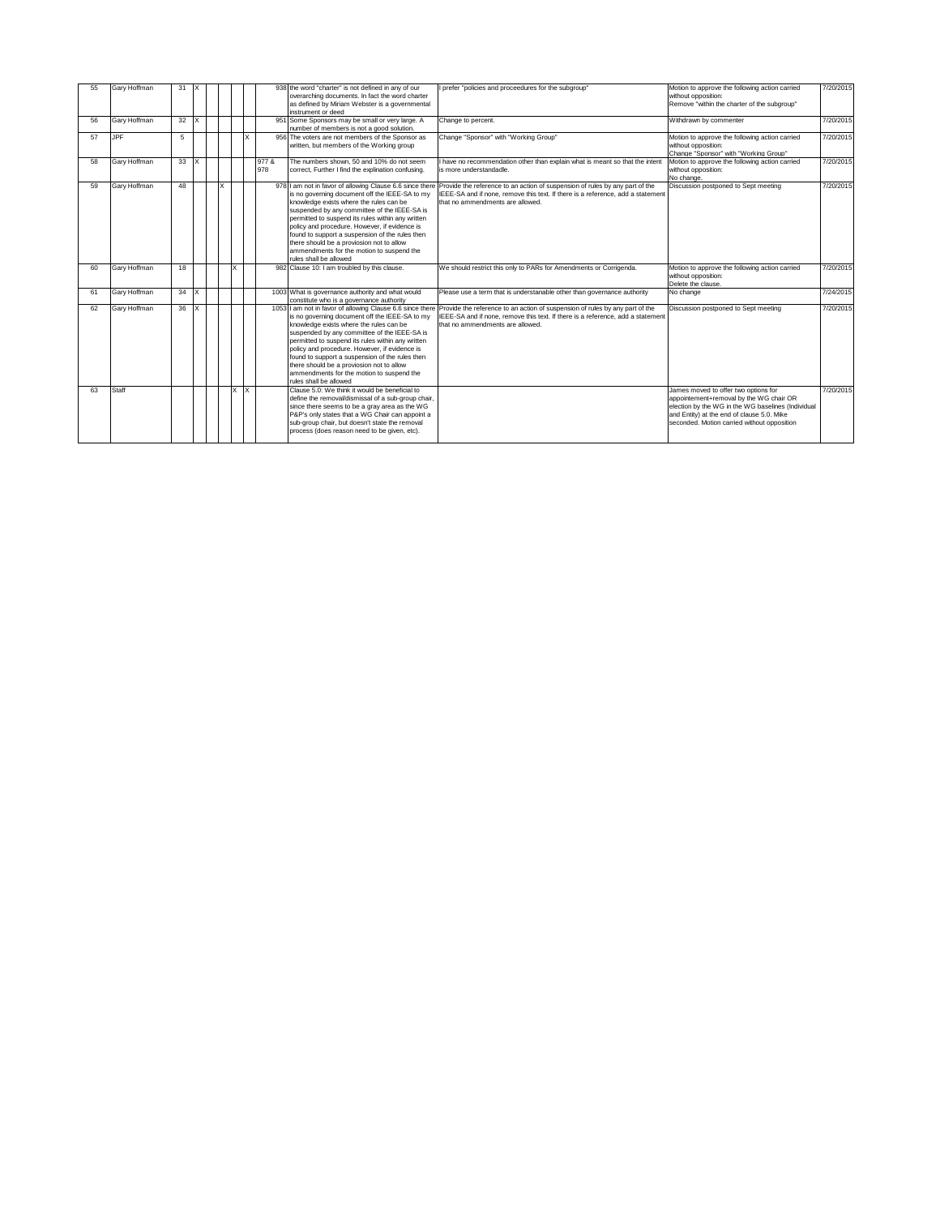| | | | | | | | | | | | | |
|---|---|---|---|---|---|---|---|---|---|---|---|---|
| 55 | Gary Hoffman | 31 | X | | | | | 938 | the word "charter" is not defined in any of our overarching documents. In fact the word charter as defined by Miriam Webster is a governmental instrument or deed | I prefer "policies and proceedures for the subgroup" | Motion to approve the following action carried without opposition: Remove "within the charter of the subgroup" | 7/20/2015 |
| 56 | Gary Hoffman | 32 | X | | | | | 951 | Some Sponsors may be small or very large. A number of members is not a good solution. | Change to percent. | Withdrawn by commenter | 7/20/2015 |
| 57 | JPF | 5 | | | | | X | 956 | The voters are not members of the Sponsor as written, but members of the Working group | Change "Sponsor" with "Working Group" | Motion to approve the following action carried without opposition: Change "Sponsor" with "Working Group" | 7/20/2015 |
| 58 | Gary Hoffman | 33 | X | | | | | 977 & 978 | The numbers shown, 50 and 10% do not seem correct, Further I find the explination confusing. | I have no recommendation other than explain what is meant so that the intent is more understandadle. | Motion to approve the following action carried without opposition: No change. | 7/20/2015 |
| 59 | Gary Hoffman | 48 | | | X | | | 978 | I am not in favor of allowing Clause 6.6 since there is no governing document off the IEEE-SA to my knowledge exists where the rules can be suspended by any committee of the IEEE-SA is permitted to suspend its rules within any written policy and procedure. However, if evidence is found to support a suspension of the rules then there should be a proviosion not to allow ammendments for the motion to suspend the rules shall be allowed | Provide the reference to an action of suspension of rules by any part of the IEEE-SA and if none, remove this text. If there is a reference, add a statement that no ammendments are allowed. | Discussion postponed to Sept meeting | 7/20/2015 |
| 60 | Gary Hoffman | 18 | | | | X | | 982 | Clause 10: I am troubled by this clause. | We should restrict this only to PARs for Amendments or Corrigenda. | Motion to approve the following action carried without opposition: Delete the clause. | 7/20/2015 |
| 61 | Gary Hoffman | 34 | X | | | | | 1003 | What is governance authority and what would constitute who is a governance authority | Please use a term that is understanable other than governance authority | No change | 7/24/2015 |
| 62 | Gary Hoffman | 36 | X | | | | | 1053 | I am not in favor of allowing Clause 6.6 since there is no governing document off the IEEE-SA to my knowledge exists where the rules can be suspended by any committee of the IEEE-SA is permitted to suspend its rules within any written policy and procedure. However, if evidence is found to support a suspension of the rules then there should be a proviosion not to allow ammendments for the motion to suspend the rules shall be allowed | Provide the reference to an action of suspension of rules by any part of the IEEE-SA and if none, remove this text. If there is a reference, add a statement that no ammendments are allowed. | Discussion postponed to Sept meeting | 7/20/2015 |
| 63 | Staff | | | | | X | X | | Clause 5.0: We think it would be beneficial to define the removal/dismissal of a sub-group chair, since there seems to be a gray area as the WG P&P's only states that a WG Chair can appoint a sub-group chair, but doesn't state the removal process (does reason need to be given, etc). | | James moved to offer two options for appointement+removal by the WG chair OR election by the WG in the WG baselines (Individual and Entity) at the end of clause 5.0. Mike seconded. Motion carried without opposition | 7/20/2015 |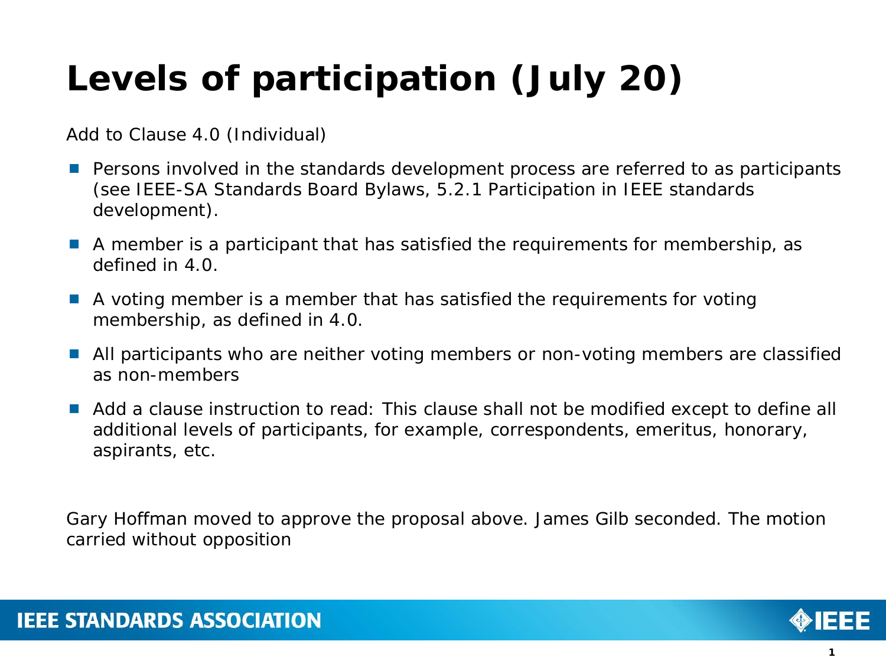# Levels of participation (July 20)

Add to Clause 4.0 (Individual)

- Persons involved in the standards development process are referred to as participants (see IEEE-SA Standards Board Bylaws, 5.2.1 Participation in IEEE standards development).
- A member is a participant that has satisfied the requirements for membership, as defined in 4.0.
- A voting member is a member that has satisfied the requirements for voting membership, as defined in 4.0.
- All participants who are neither voting members or non-voting members are classified as non-members
- Add a clause instruction to read: This clause shall not be modified except to define all additional levels of participants, for example, correspondents, emeritus, honorary, aspirants, etc.

Gary Hoffman moved to approve the proposal above. James Gilb seconded. The motion carried without opposition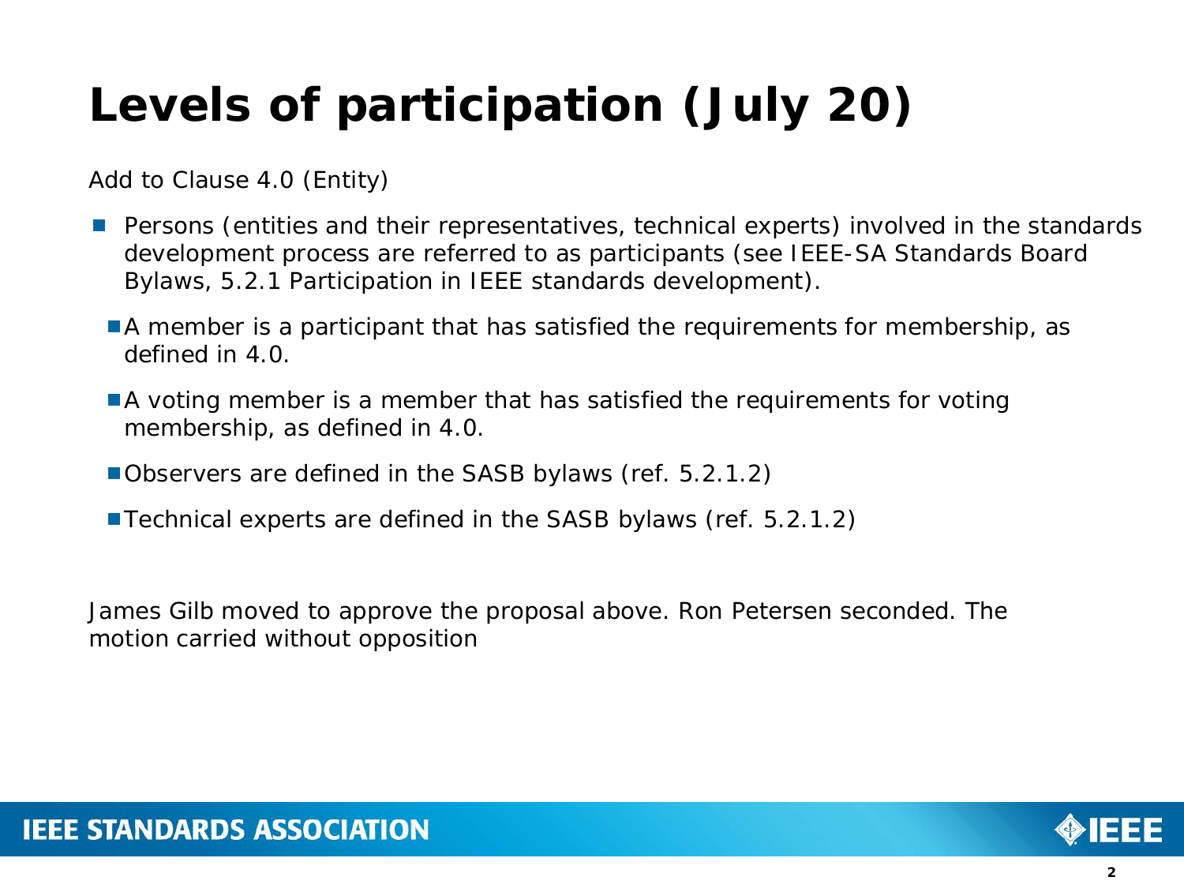# Levels of participation (July 20)

Add to Clause 4.0 (Entity)

- Persons (entities and their representatives, technical experts) involved in the standards development process are referred to as participants (see IEEE-SA Standards Board Bylaws, 5.2.1 Participation in IEEE standards development).
  - A member is a participant that has satisfied the requirements for membership, as defined in 4.0.
  - A voting member is a member that has satisfied the requirements for voting membership, as defined in 4.0.
  - Observers are defined in the SASB bylaws (ref. 5.2.1.2)
  - Technical experts are defined in the SASB bylaws (ref. 5.2.1.2)

James Gilb moved to approve the proposal above. Ron Petersen seconded. The motion carried without opposition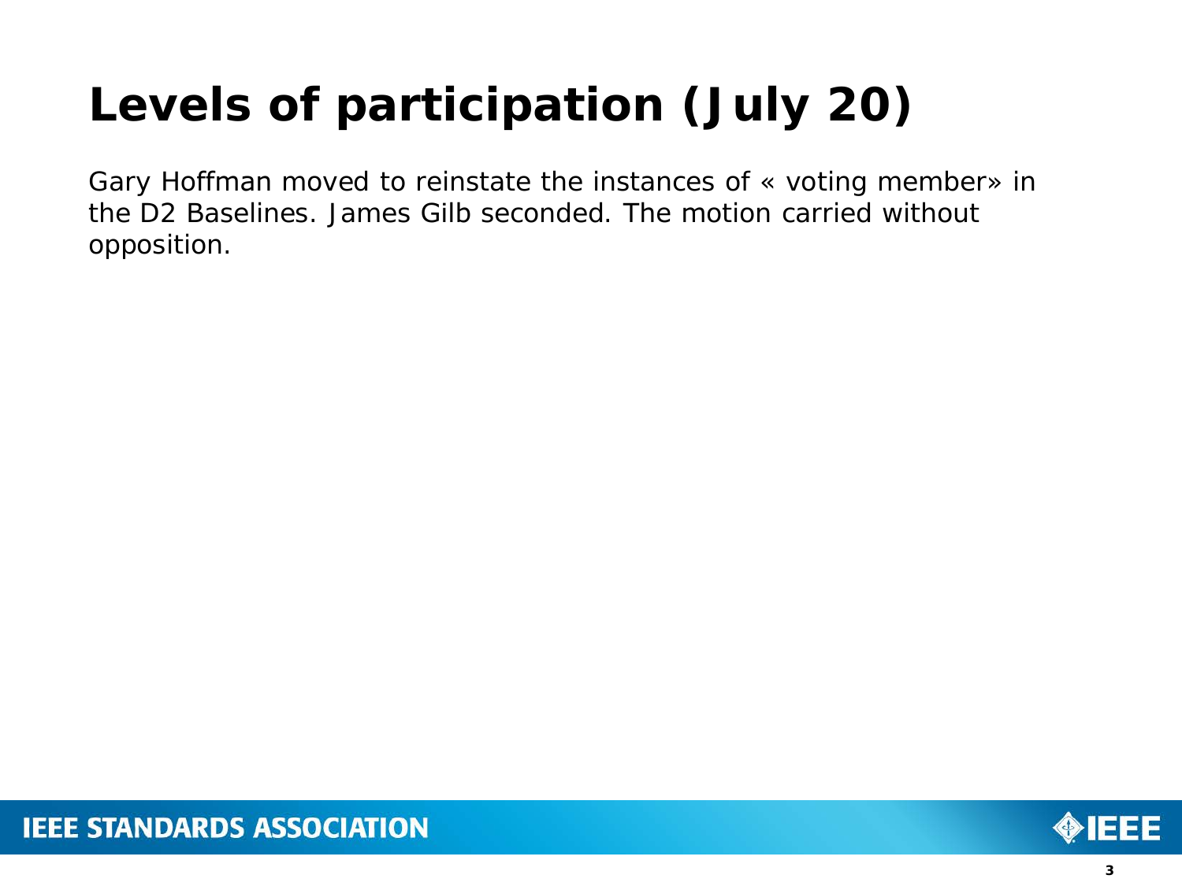# Levels of participation (July 20)

Gary Hoffman moved to reinstate the instances of « voting member» in the D2 Baselines. James Gilb seconded. The motion carried without opposition.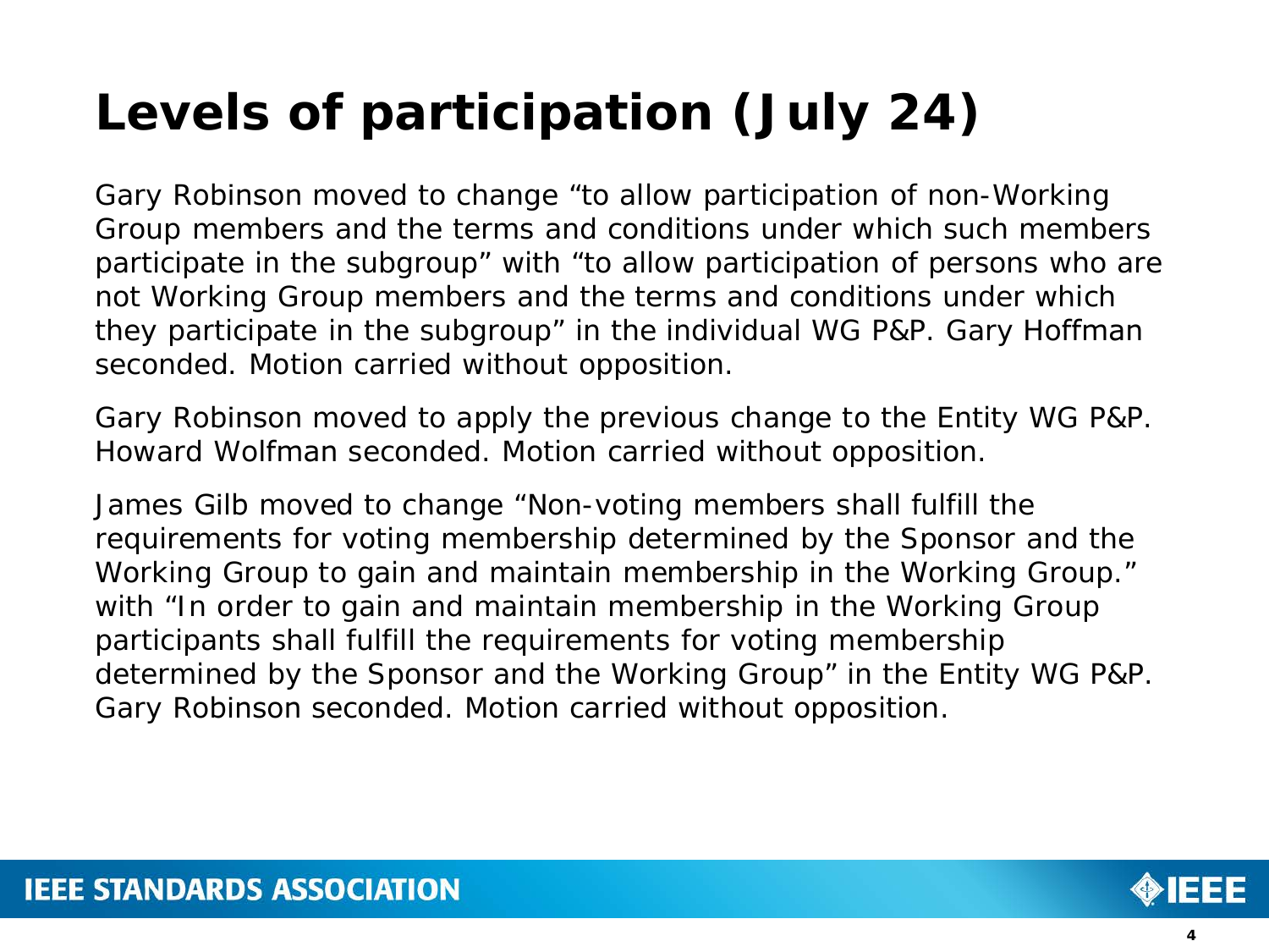# Levels of participation (July 24)

Gary Robinson moved to change “to allow participation of non-Working Group members and the terms and conditions under which such members participate in the subgroup” with “to allow participation of persons who are not Working Group members and the terms and conditions under which they participate in the subgroup” in the individual WG P&P. Gary Hoffman seconded. Motion carried without opposition.

Gary Robinson moved to apply the previous change to the Entity WG P&P. Howard Wolfman seconded. Motion carried without opposition.

James Gilb moved to change “Non-voting members shall fulfill the requirements for voting membership determined by the Sponsor and the Working Group to gain and maintain membership in the Working Group.” with “In order to gain and maintain membership in the Working Group participants shall fulfill the requirements for voting membership determined by the Sponsor and the Working Group” in the Entity WG P&P. Gary Robinson seconded. Motion carried without opposition.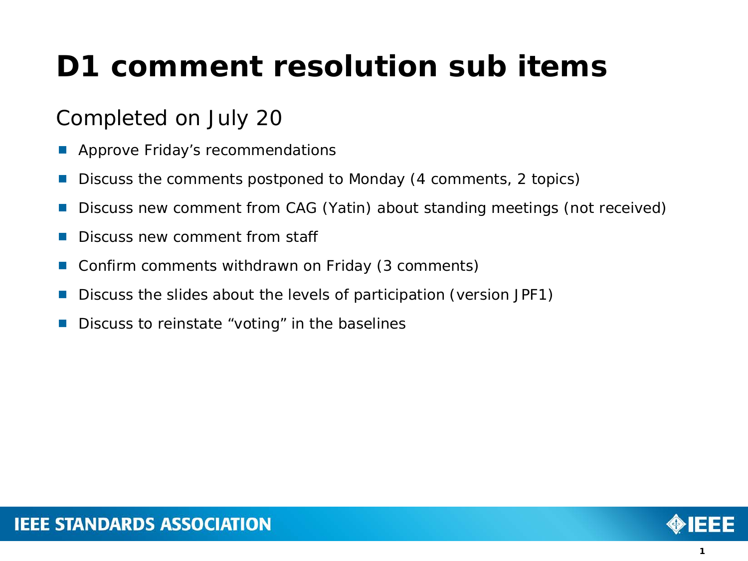# D1 comment resolution sub items

## Completed on July 20

- Approve Friday's recommendations
- Discuss the comments postponed to Monday (4 comments, 2 topics)
- Discuss new comment from CAG (Yatin) about standing meetings (not received)
- Discuss new comment from staff
- Confirm comments withdrawn on Friday (3 comments)
- Discuss the slides about the levels of participation (version JPF1)
- Discuss to reinstate "voting" in the baselines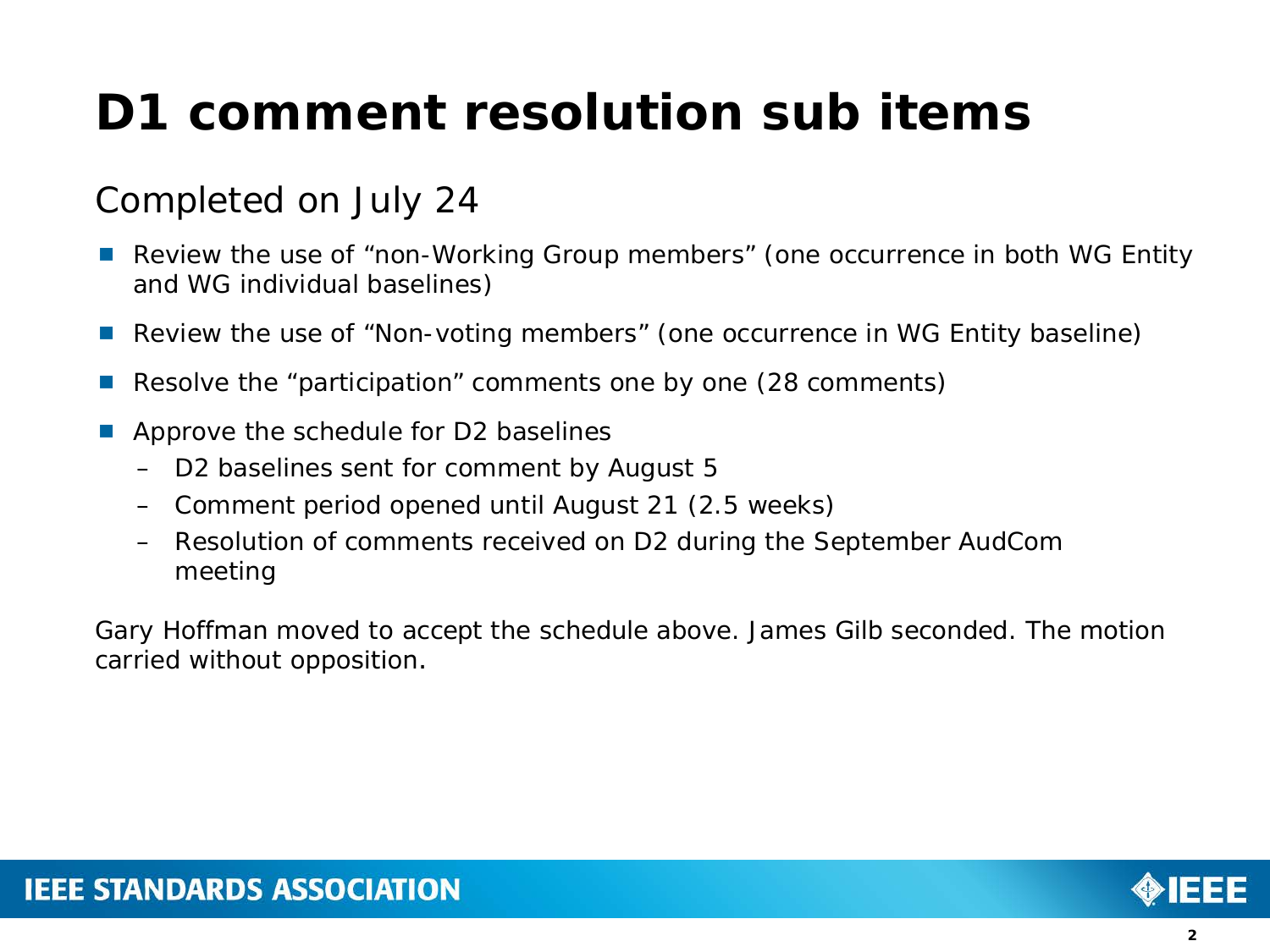# D1 comment resolution sub items

## Completed on July 24

- Review the use of “non-Working Group members” (one occurrence in both WG Entity and WG individual baselines)
- Review the use of “Non-voting members” (one occurrence in WG Entity baseline)
- Resolve the “participation” comments one by one (28 comments)
- Approve the schedule for D2 baselines
  - D2 baselines sent for comment by August 5
  - Comment period opened until August 21 (2.5 weeks)
  - Resolution of comments received on D2 during the September AudCom meeting

Gary Hoffman moved to accept the schedule above. James Gilb seconded. The motion carried without opposition.